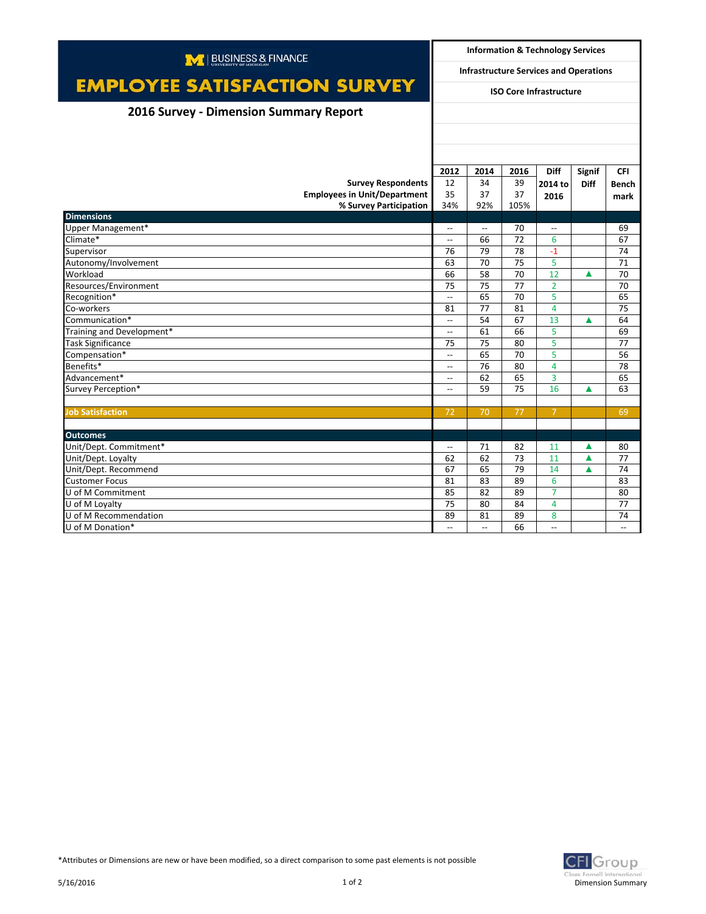BUSINESS & FINANCE
UNIVERSITY OF MICHIGAN

# EMPLOYEE SATISFACTION SURVEY

## 2016 Survey - Dimension Summary Report

**Information & Technology Services**

**Infrastructure Services and Operations**

**ISO Core Infrastructure**

| | 2012 | 2014 | 2016 | Diff 2014 to 2016 | Signif Diff | CFI Benchmark |
|---|---|---|---|---|---|---|
| **Survey Respondents** | 12 | 34 | 39 | | | |
| **Employees in Unit/Department** | 35 | 37 | 37 | | | |
| **% Survey Participation** | 34% | 92% | 105% | | | |
| **Dimensions** | | | | | | |
| Upper Management* | -- | -- | 70 | -- | | 69 |
| Climate* | -- | 66 | 72 | 6 | | 67 |
| Supervisor | 76 | 79 | 78 | -1 | | 74 |
| Autonomy/Involvement | 63 | 70 | 75 | 5 | | 71 |
| Workload | 66 | 58 | 70 | 12 | ▲ | 70 |
| Resources/Environment | 75 | 75 | 77 | 2 | | 70 |
| Recognition* | -- | 65 | 70 | 5 | | 65 |
| Co-workers | 81 | 77 | 81 | 4 | | 75 |
| Communication* | -- | 54 | 67 | 13 | ▲ | 64 |
| Training and Development* | -- | 61 | 66 | 5 | | 69 |
| Task Significance | 75 | 75 | 80 | 5 | | 77 |
| Compensation* | -- | 65 | 70 | 5 | | 56 |
| Benefits* | -- | 76 | 80 | 4 | | 78 |
| Advancement* | -- | 62 | 65 | 3 | | 65 |
| Survey Perception* | -- | 59 | 75 | 16 | ▲ | 63 |
| **Job Satisfaction** | 72 | 70 | 77 | 7 | | 69 |
| **Outcomes** | | | | | | |
| Unit/Dept. Commitment* | -- | 71 | 82 | 11 | ▲ | 80 |
| Unit/Dept. Loyalty | 62 | 62 | 73 | 11 | ▲ | 77 |
| Unit/Dept. Recommend | 67 | 65 | 79 | 14 | ▲ | 74 |
| Customer Focus | 81 | 83 | 89 | 6 | | 83 |
| U of M Commitment | 85 | 82 | 89 | 7 | | 80 |
| U of M Loyalty | 75 | 80 | 84 | 4 | | 77 |
| U of M Recommendation | 89 | 81 | 89 | 8 | | 74 |
| U of M Donation* | -- | -- | 66 | -- | | -- |

*Attributes or Dimensions are new or have been modified, so a direct comparison to some past elements is not possible

5/16/2016

CFI Group
Claes Fornell International
Dimension Summary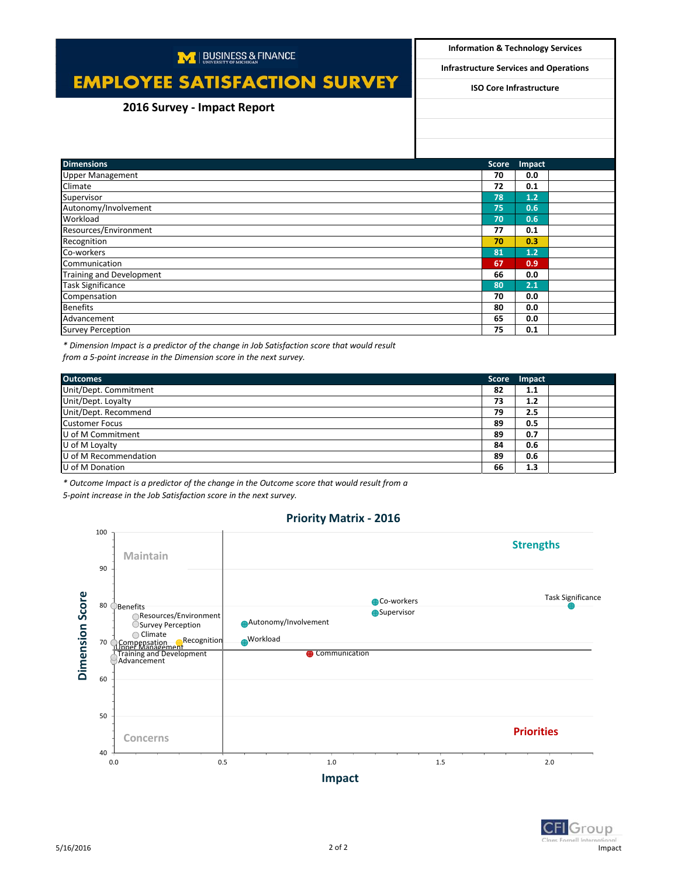BUSINESS & FINANCE
UNIVERSITY OF MICHIGAN

# EMPLOYEE SATISFACTION SURVEY

## 2016 Survey - Impact Report

**Information & Technology Services**

**Infrastructure Services and Operations**

**ISO Core Infrastructure**

| Dimensions | Score | Impact |
|---|---|---|
| Upper Management | 70 | 0.0 |
| Climate | 72 | 0.1 |
| Supervisor | 78 | 1.2 |
| Autonomy/Involvement | 75 | 0.6 |
| Workload | 70 | 0.6 |
| Resources/Environment | 77 | 0.1 |
| Recognition | 70 | 0.3 |
| Co-workers | 81 | 1.2 |
| Communication | 67 | 0.9 |
| Training and Development | 66 | 0.0 |
| Task Significance | 80 | 2.1 |
| Compensation | 70 | 0.0 |
| Benefits | 80 | 0.0 |
| Advancement | 65 | 0.0 |
| Survey Perception | 75 | 0.1 |

*\* Dimension Impact is a predictor of the change in Job Satisfaction score that would result from a 5-point increase in the Dimension score in the next survey.*

| Outcomes | Score | Impact |
|---|---|---|
| Unit/Dept. Commitment | 82 | 1.1 |
| Unit/Dept. Loyalty | 73 | 1.2 |
| Unit/Dept. Recommend | 79 | 2.5 |
| Customer Focus | 89 | 0.5 |
| U of M Commitment | 89 | 0.7 |
| U of M Loyalty | 84 | 0.6 |
| U of M Recommendation | 89 | 0.6 |
| U of M Donation | 66 | 1.3 |

*\* Outcome Impact is a predictor of the change in the Outcome score that would result from a 5-point increase in the Job Satisfaction score in the next survey.*

### Priority Matrix - 2016

Maintain
Strengths
Concerns
Priorities

Dimension Score
100
90
80
70
60
50
40

Impact
0.0
0.5
1.0
1.5
2.0

Benefits
Resources/Environment
Survey Perception
Climate
Compensation
Upper Management
Recognition
Training and Development
Advancement
Autonomy/Involvement
Workload
Communication
Co-workers
Supervisor
Task Significance

5/16/2016

CFI Group
Claes Fornell International
Impact